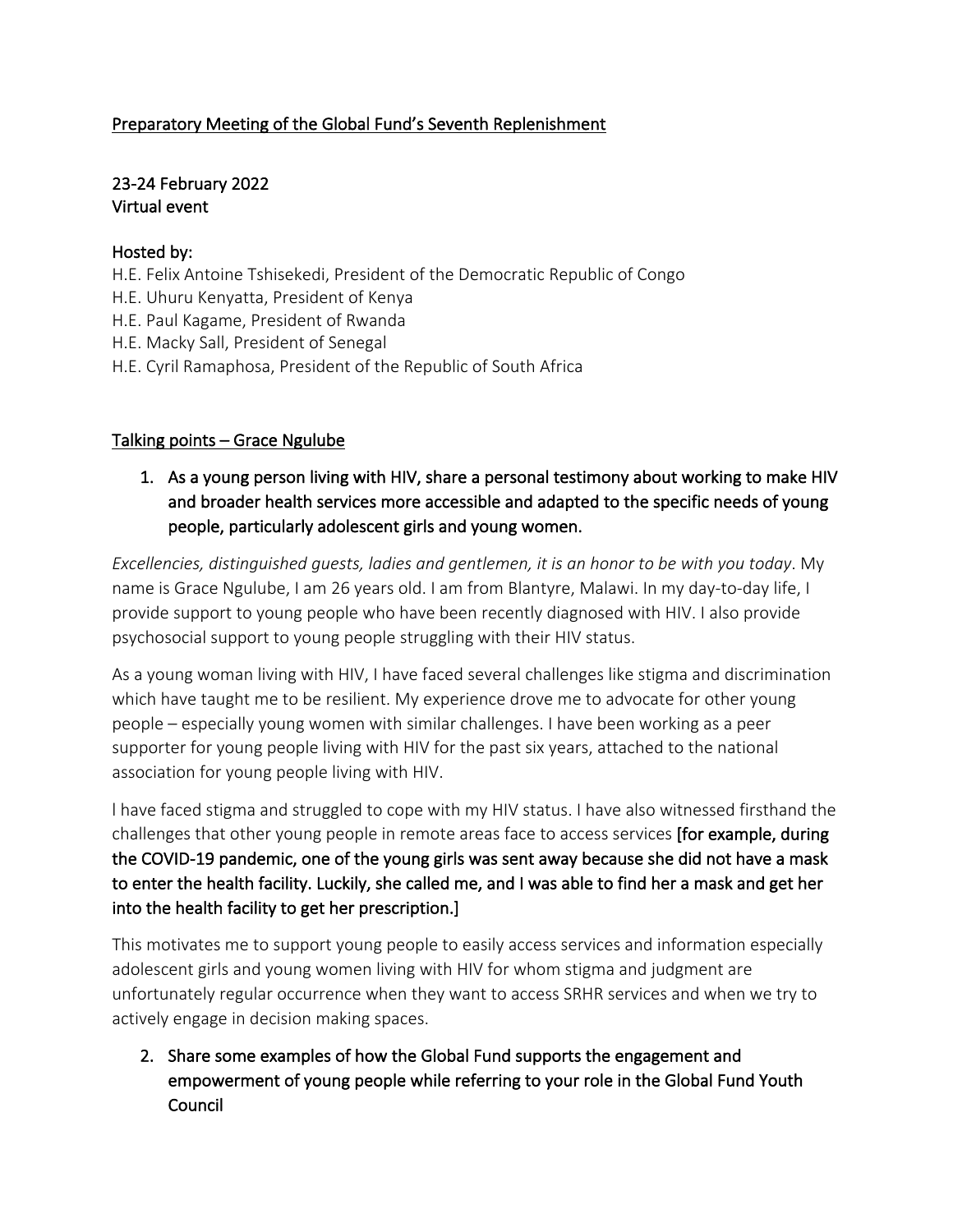<u>Preparatory Meeting of the Global Fund's Seventh Replenishment</u>

23-24 February 2022
Virtual event

Hosted by:
H.E. Felix Antoine Tshisekedi, President of the Democratic Republic of Congo
H.E. Uhuru Kenyatta, President of Kenya
H.E. Paul Kagame, President of Rwanda
H.E. Macky Sall, President of Senegal
H.E. Cyril Ramaphosa, President of the Republic of South Africa

<u>Talking points – Grace Ngulube</u>

1. **As a young person living with HIV, share a personal testimony about working to make HIV and broader health services more accessible and adapted to the specific needs of young people, particularly adolescent girls and young women.**

*Excellencies, distinguished guests, ladies and gentlemen, it is an honor to be with you today*. My name is Grace Ngulube, I am 26 years old. I am from Blantyre, Malawi. In my day-to-day life, I provide support to young people who have been recently diagnosed with HIV. I also provide psychosocial support to young people struggling with their HIV status.

As a young woman living with HIV, I have faced several challenges like stigma and discrimination which have taught me to be resilient. My experience drove me to advocate for other young people – especially young women with similar challenges. I have been working as a peer supporter for young people living with HIV for the past six years, attached to the national association for young people living with HIV.

l have faced stigma and struggled to cope with my HIV status. I have also witnessed firsthand the challenges that other young people in remote areas face to access services **[for example, during the COVID-19 pandemic, one of the young girls was sent away because she did not have a mask to enter the health facility. Luckily, she called me, and I was able to find her a mask and get her into the health facility to get her prescription.]**

This motivates me to support young people to easily access services and information especially adolescent girls and young women living with HIV for whom stigma and judgment are unfortunately regular occurrence when they want to access SRHR services and when we try to actively engage in decision making spaces.

2. **Share some examples of how the Global Fund supports the engagement and empowerment of young people while referring to your role in the Global Fund Youth Council**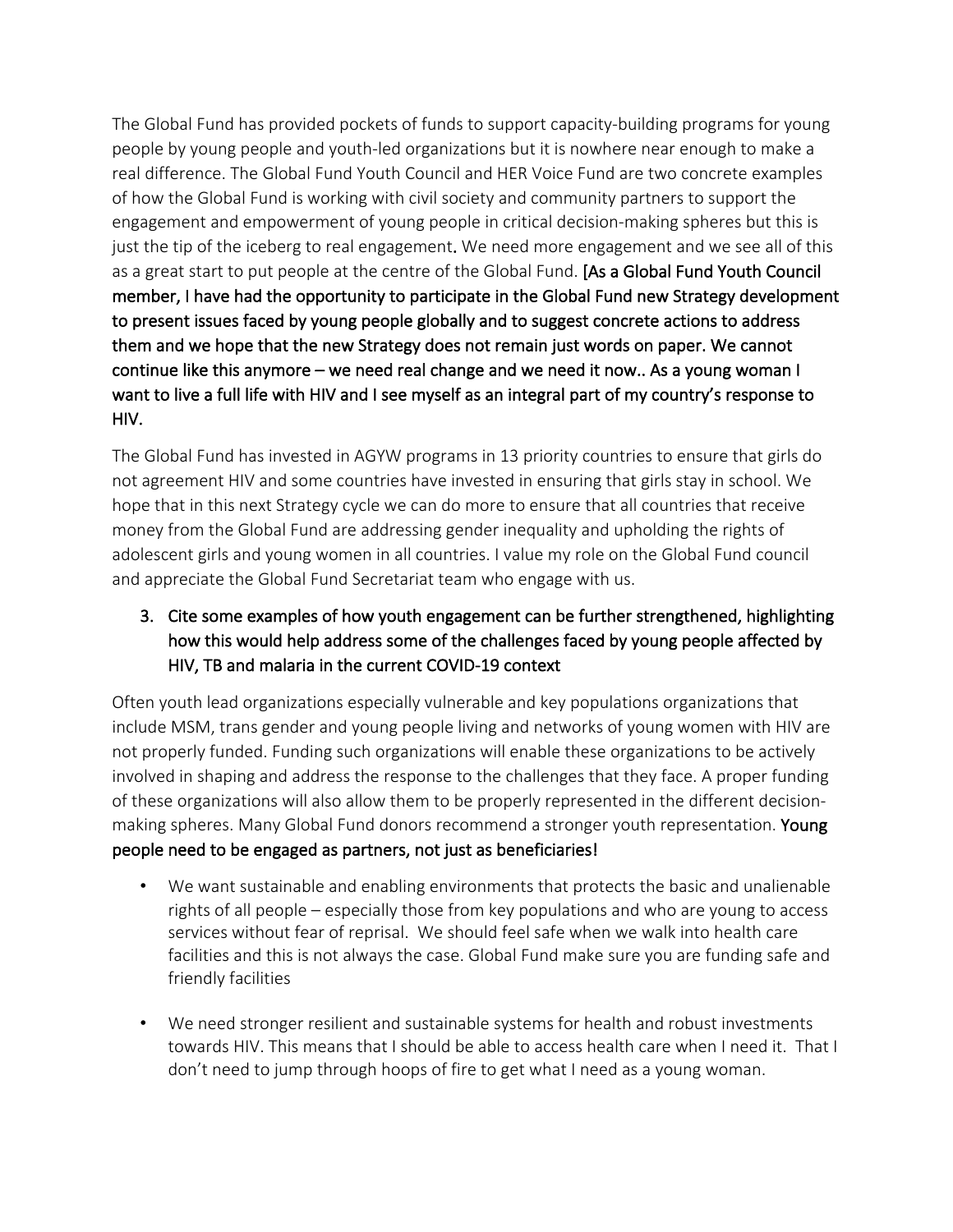The Global Fund has provided pockets of funds to support capacity-building programs for young people by young people and youth-led organizations but it is nowhere near enough to make a real difference. The Global Fund Youth Council and HER Voice Fund are two concrete examples of how the Global Fund is working with civil society and community partners to support the engagement and empowerment of young people in critical decision-making spheres but this is just the tip of the iceberg to real engagement. We need more engagement and we see all of this as a great start to put people at the centre of the Global Fund. **[As a Global Fund Youth Council member, I have had the opportunity to participate in the Global Fund new Strategy development to present issues faced by young people globally and to suggest concrete actions to address them and we hope that the new Strategy does not remain just words on paper. We cannot continue like this anymore – we need real change and we need it now.. As a young woman I want to live a full life with HIV and I see myself as an integral part of my country's response to HIV.**

The Global Fund has invested in AGYW programs in 13 priority countries to ensure that girls do not agreement HIV and some countries have invested in ensuring that girls stay in school. We hope that in this next Strategy cycle we can do more to ensure that all countries that receive money from the Global Fund are addressing gender inequality and upholding the rights of adolescent girls and young women in all countries. I value my role on the Global Fund council and appreciate the Global Fund Secretariat team who engage with us.

3. **Cite some examples of how youth engagement can be further strengthened, highlighting how this would help address some of the challenges faced by young people affected by HIV, TB and malaria in the current COVID-19 context**

Often youth lead organizations especially vulnerable and key populations organizations that include MSM, trans gender and young people living and networks of young women with HIV are not properly funded. Funding such organizations will enable these organizations to be actively involved in shaping and address the response to the challenges that they face. A proper funding of these organizations will also allow them to be properly represented in the different decision-making spheres. Many Global Fund donors recommend a stronger youth representation. **Young people need to be engaged as partners, not just as beneficiaries!**

- We want sustainable and enabling environments that protects the basic and unalienable rights of all people – especially those from key populations and who are young to access services without fear of reprisal. We should feel safe when we walk into health care facilities and this is not always the case. Global Fund make sure you are funding safe and friendly facilities

- We need stronger resilient and sustainable systems for health and robust investments towards HIV. This means that I should be able to access health care when I need it. That I don't need to jump through hoops of fire to get what I need as a young woman.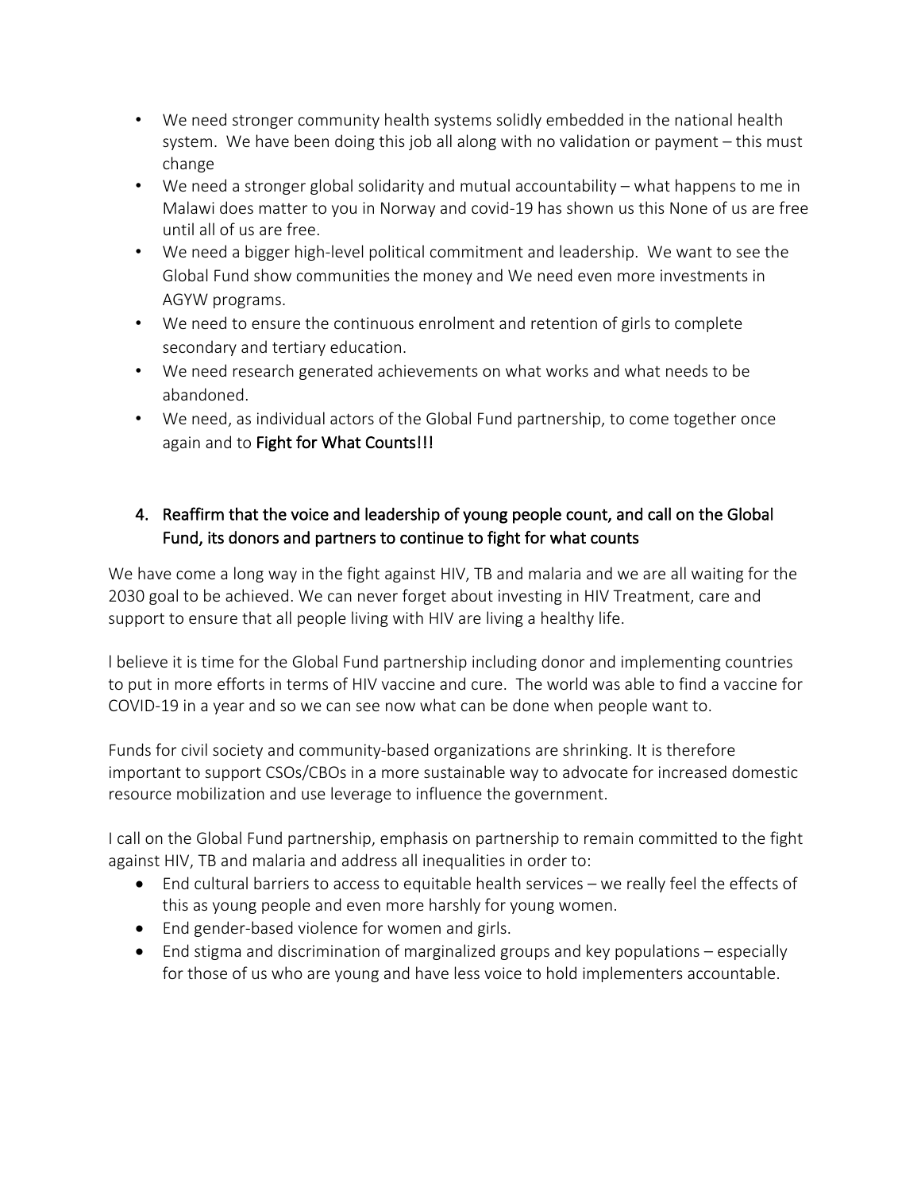- We need stronger community health systems solidly embedded in the national health system. We have been doing this job all along with no validation or payment – this must change
- We need a stronger global solidarity and mutual accountability – what happens to me in Malawi does matter to you in Norway and covid-19 has shown us this None of us are free until all of us are free.
- We need a bigger high-level political commitment and leadership. We want to see the Global Fund show communities the money and We need even more investments in AGYW programs.
- We need to ensure the continuous enrolment and retention of girls to complete secondary and tertiary education.
- We need research generated achievements on what works and what needs to be abandoned.
- We need, as individual actors of the Global Fund partnership, to come together once again and to **Fight for What Counts!!!**

## 4. Reaffirm that the voice and leadership of young people count, and call on the Global Fund, its donors and partners to continue to fight for what counts

We have come a long way in the fight against HIV, TB and malaria and we are all waiting for the 2030 goal to be achieved. We can never forget about investing in HIV Treatment, care and support to ensure that all people living with HIV are living a healthy life.

l believe it is time for the Global Fund partnership including donor and implementing countries to put in more efforts in terms of HIV vaccine and cure. The world was able to find a vaccine for COVID-19 in a year and so we can see now what can be done when people want to.

Funds for civil society and community-based organizations are shrinking. It is therefore important to support CSOs/CBOs in a more sustainable way to advocate for increased domestic resource mobilization and use leverage to influence the government.

I call on the Global Fund partnership, emphasis on partnership to remain committed to the fight against HIV, TB and malaria and address all inequalities in order to:

- End cultural barriers to access to equitable health services – we really feel the effects of this as young people and even more harshly for young women.
- End gender-based violence for women and girls.
- End stigma and discrimination of marginalized groups and key populations – especially for those of us who are young and have less voice to hold implementers accountable.